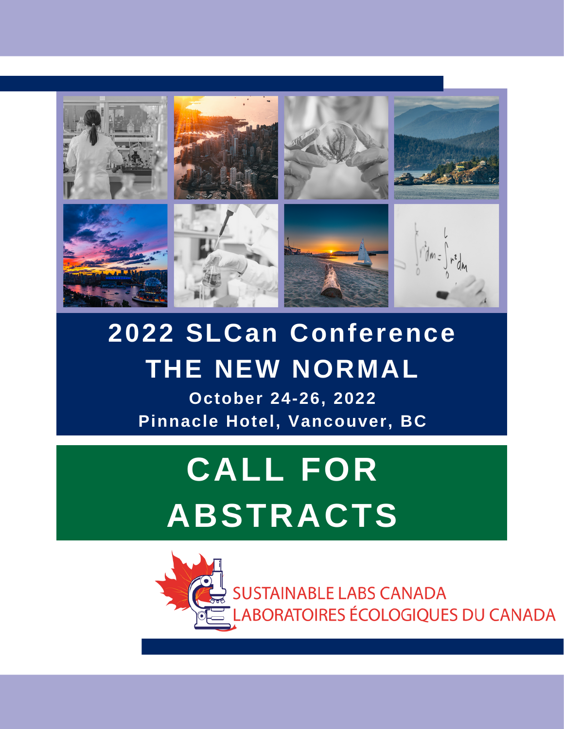# 2022 SLCan Conference

## THE NEW NORMAL

**October 24-26, 2022**

**Pinnacle Hotel, Vancouver, BC**

# CALL FOR ABSTRACTS

SUSTAINABLE LABS CANADA

LABORATOIRES ÉCOLOGIQUES DU CANADA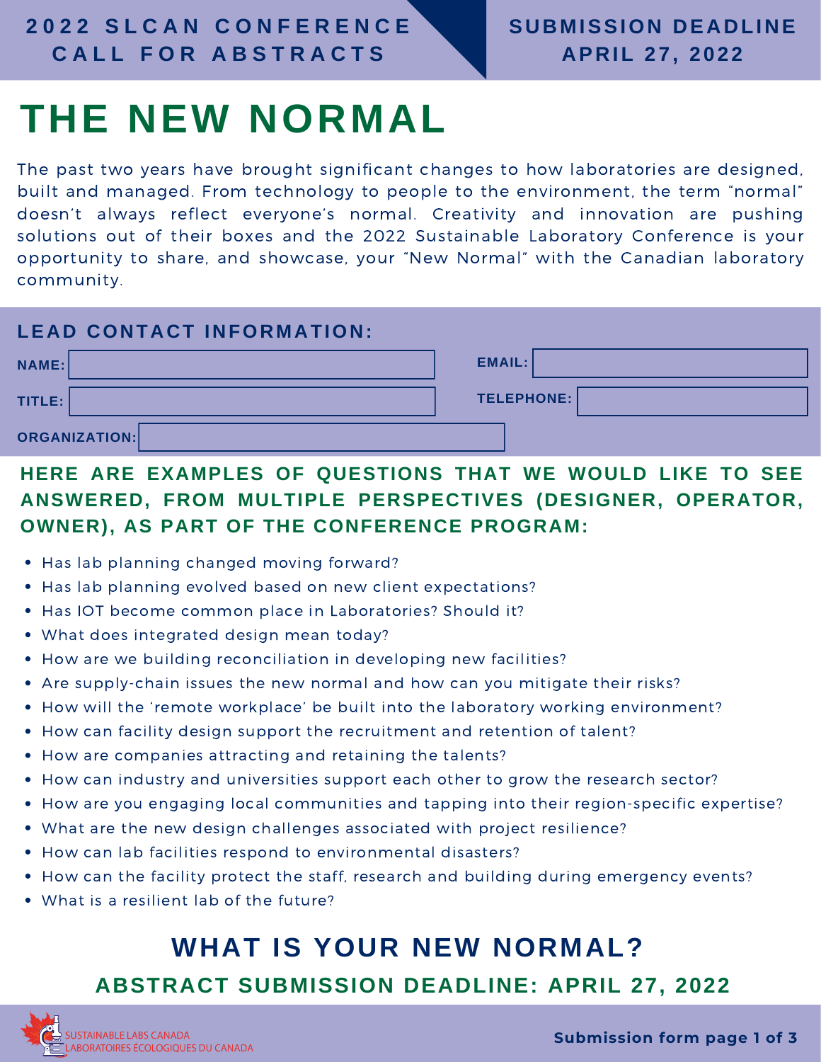**2022 SLCAN CONFERENCE CALL FOR ABSTRACTS**

**SUBMISSION DEADLINE APRIL 27, 2022**

# THE NEW NORMAL

The past two years have brought significant changes to how laboratories are designed, built and managed. From technology to people to the environment, the term “normal” doesn’t always reflect everyone’s normal. Creativity and innovation are pushing solutions out of their boxes and the 2022 Sustainable Laboratory Conference is your opportunity to share, and showcase, your “New Normal” with the Canadian laboratory community.

## LEAD CONTACT INFORMATION:

**NAME:**

**EMAIL:**

**TITLE:**

**TELEPHONE:**

**ORGANIZATION:**

## HERE ARE EXAMPLES OF QUESTIONS THAT WE WOULD LIKE TO SEE ANSWERED, FROM MULTIPLE PERSPECTIVES (DESIGNER, OPERATOR, OWNER), AS PART OF THE CONFERENCE PROGRAM:

- Has lab planning changed moving forward?
- Has lab planning evolved based on new client expectations?
- Has IOT become common place in Laboratories? Should it?
- What does integrated design mean today?
- How are we building reconciliation in developing new facilities?
- Are supply-chain issues the new normal and how can you mitigate their risks?
- How will the ‘remote workplace’ be built into the laboratory working environment?
- How can facility design support the recruitment and retention of talent?
- How are companies attracting and retaining the talents?
- How can industry and universities support each other to grow the research sector?
- How are you engaging local communities and tapping into their region-specific expertise?
- What are the new design challenges associated with project resilience?
- How can lab facilities respond to environmental disasters?
- How can the facility protect the staff, research and building during emergency events?
- What is a resilient lab of the future?

## WHAT IS YOUR NEW NORMAL?

### ABSTRACT SUBMISSION DEADLINE: APRIL 27, 2022

SUSTAINABLE LABS CANADA
LABORATOIRES ÉCOLOGIQUES DU CANADA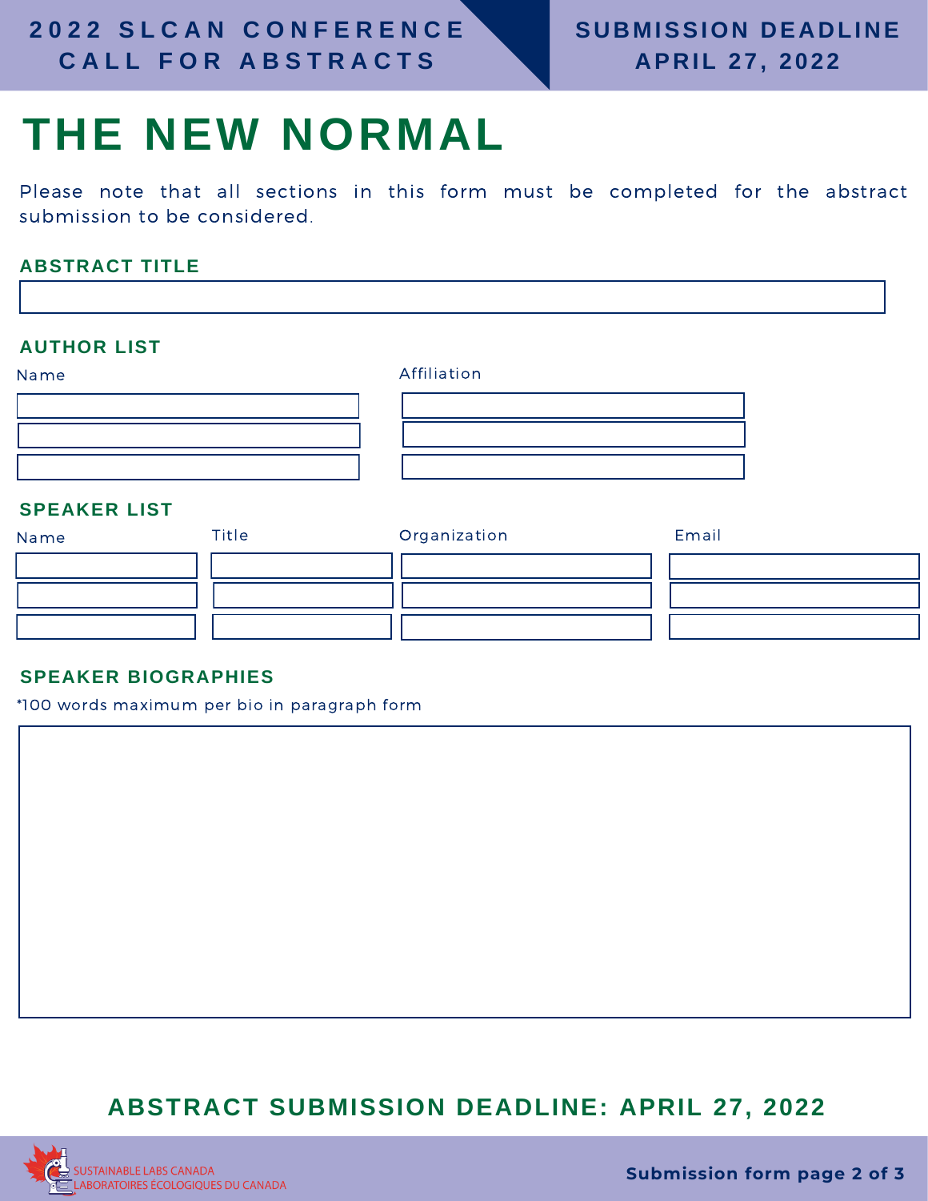# THE NEW NORMAL

Please note that all sections in this form must be completed for the abstract submission to be considered.

## ABSTRACT TITLE

## AUTHOR LIST

| Name | Affiliation |
| --- | --- |
| | |
| | |
| | |

## SPEAKER LIST

| Name | Title | Organization | Email |
| --- | --- | --- | --- |
| | | | |
| | | | |
| | | | |

## SPEAKER BIOGRAPHIES

*100 words maximum per bio in paragraph form

## ABSTRACT SUBMISSION DEADLINE: APRIL 27, 2022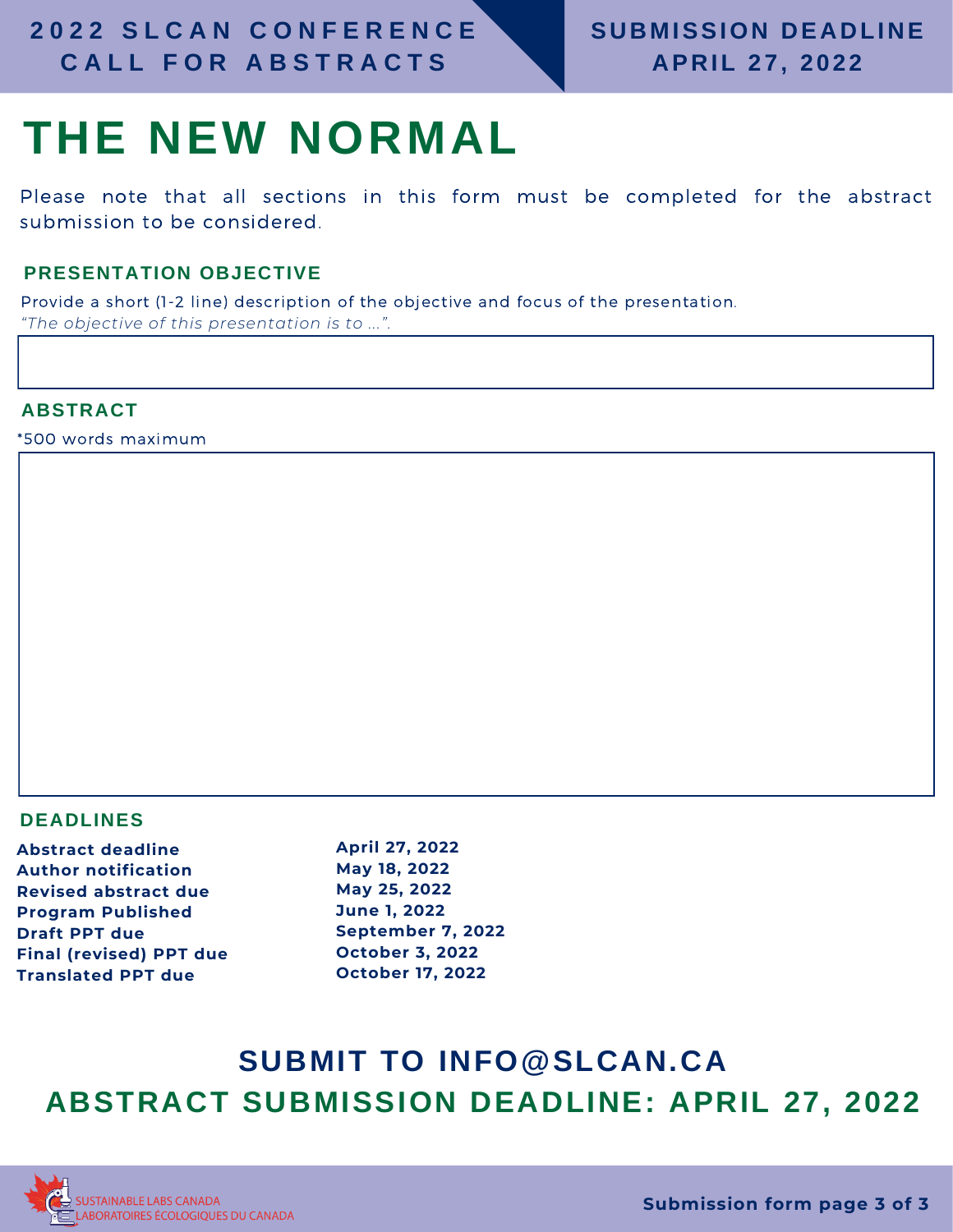**2022 SLCAN CONFERENCE CALL FOR ABSTRACTS**

**SUBMISSION DEADLINE APRIL 27, 2022**

# THE NEW NORMAL

Please note that all sections in this form must be completed for the abstract submission to be considered.

## PRESENTATION OBJECTIVE

Provide a short (1-2 line) description of the objective and focus of the presentation.
*"The objective of this presentation is to ...".*

## ABSTRACT

*500 words maximum

## DEADLINES

| | |
|---|---|
| **Abstract deadline** | **April 27, 2022** |
| **Author notification** | **May 18, 2022** |
| **Revised abstract due** | **May 25, 2022** |
| **Program Published** | **June 1, 2022** |
| **Draft PPT due** | **September 7, 2022** |
| **Final (revised) PPT due** | **October 3, 2022** |
| **Translated PPT due** | **October 17, 2022** |

## SUBMIT TO INFO@SLCAN.CA

## ABSTRACT SUBMISSION DEADLINE: APRIL 27, 2022

SUSTAINABLE LABS CANADA
LABORATOIRES ÉCOLOGIQUES DU CANADA

**Submission form page 3 of 3**